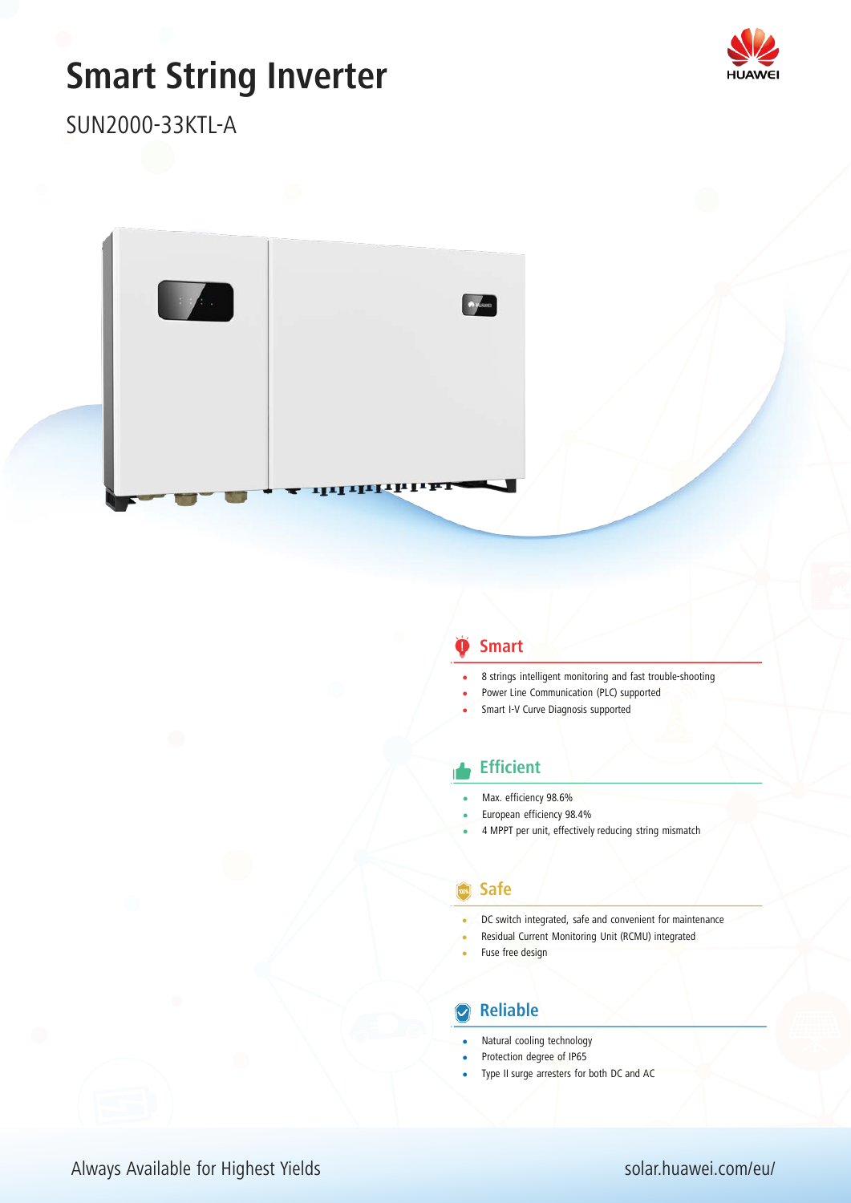# Smart String Inverter

SUN2000-33KTL-A

HUAWEI

## Smart

- 8 strings intelligent monitoring and fast trouble-shooting
- Power Line Communication (PLC) supported
- Smart I-V Curve Diagnosis supported

## Efficient

- Max. efficiency 98.6%
- European efficiency 98.4%
- 4 MPPT per unit, effectively reducing string mismatch

## Safe

- DC switch integrated, safe and convenient for maintenance
- Residual Current Monitoring Unit (RCMU) integrated
- Fuse free design

## Reliable

- Natural cooling technology
- Protection degree of IP65
- Type II surge arresters for both DC and AC

Always Available for Highest Yields

solar.huawei.com/eu/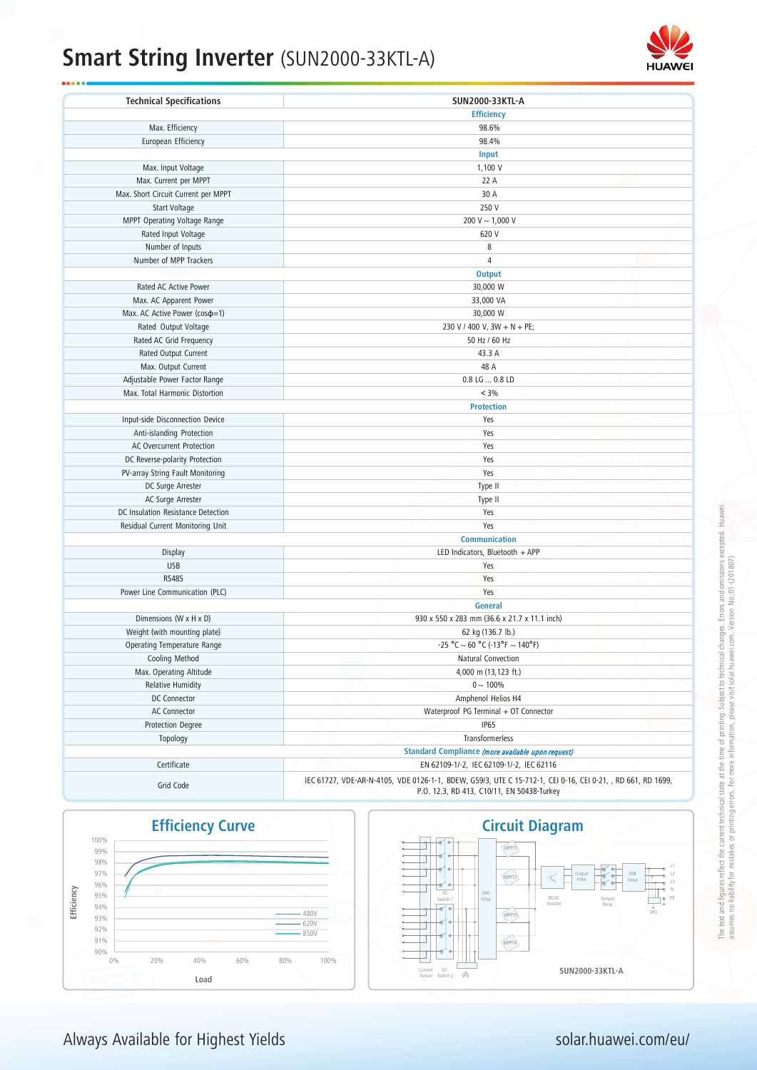# Smart String Inverter (SUN2000-33KTL-A)

| Technical Specifications | SUN2000-33KTL-A |
|---|---|
| **Efficiency** | |
| Max. Efficiency | 98.6% |
| European Efficiency | 98.4% |
| **Input** | |
| Max. Input Voltage | 1,100 V |
| Max. Current per MPPT | 22 A |
| Max. Short Circuit Current per MPPT | 30 A |
| Start Voltage | 250 V |
| MPPT Operating Voltage Range | 200 V ~ 1,000 V |
| Rated Input Voltage | 620 V |
| Number of Inputs | 8 |
| Number of MPP Trackers | 4 |
| **Output** | |
| Rated AC Active Power | 30,000 W |
| Max. AC Apparent Power | 33,000 VA |
| Max. AC Active Power (cosφ=1) | 30,000 W |
| Rated Output Voltage | 230 V / 400 V, 3W + N + PE; |
| Rated AC Grid Frequency | 50 Hz / 60 Hz |
| Rated Output Current | 43.3 A |
| Max. Output Current | 48 A |
| Adjustable Power Factor Range | 0.8 LG ... 0.8 LD |
| Max. Total Harmonic Distortion | < 3% |
| **Protection** | |
| Input-side Disconnection Device | Yes |
| Anti-islanding Protection | Yes |
| AC Overcurrent Protection | Yes |
| DC Reverse-polarity Protection | Yes |
| PV-array String Fault Monitoring | Yes |
| DC Surge Arrester | Type II |
| AC Surge Arrester | Type II |
| DC Insulation Resistance Detection | Yes |
| Residual Current Monitoring Unit | Yes |
| **Communication** | |
| Display | LED Indicators, Bluetooth + APP |
| USB | Yes |
| RS485 | Yes |
| Power Line Communication (PLC) | Yes |
| **General** | |
| Dimensions (W x H x D) | 930 x 550 x 283 mm (36.6 x 21.7 x 11.1 inch) |
| Weight (with mounting plate) | 62 kg (136.7 lb.) |
| Operating Temperature Range | -25 °C ~ 60 °C (-13°F ~ 140°F) |
| Cooling Method | Natural Convection |
| Max. Operating Altitude | 4,000 m (13,123 ft.) |
| Relative Humidity | 0 ~ 100% |
| DC Connector | Amphenol Helios H4 |
| AC Connector | Waterproof PG Terminal + OT Connector |
| Protection Degree | IP65 |
| Topology | Transformerless |
| **Standard Compliance** *(more available upon request)* | |
| Certificate | EN 62109-1/-2, IEC 62109-1/-2, IEC 62116 |
| Grid Code | IEC 61727, VDE-AR-N-4105, VDE 0126-1-1, BDEW, G59/3, UTE C 15-712-1, CEI 0-16, CEI 0-21, , RD 661, RD 1699, P.O. 12.3, RD 413, C10/11, EN 50438-Turkey |

## Efficiency Curve

Efficiency

100%
99%
98%
97%
96%
95%
94%
93%
92%
91%
90%

0% 20% 40% 60% 80% 100%

Load

480V
620V
850V

## Circuit Diagram

MPPT1 MPPT2 MPPT3 MPPT4

DC Switch 1, EMI Filter, DC/AC Inverter, Output Filter, Output Relay, EMI Filter, Current Sensor, DC Switch 2, SPD

L1 L2 L3 N PE SPD

SUN2000-33KTL-A

The text and figures reflect the current technical state at the time of printing. Subject to technical changes. Errors and omissions excepted. Huawei assumes no liability for mistakes or printing errors. For more information, please visit solar.huawei.com. Version No.:01-(201807)

Always Available for Highest Yields

solar.huawei.com/eu/